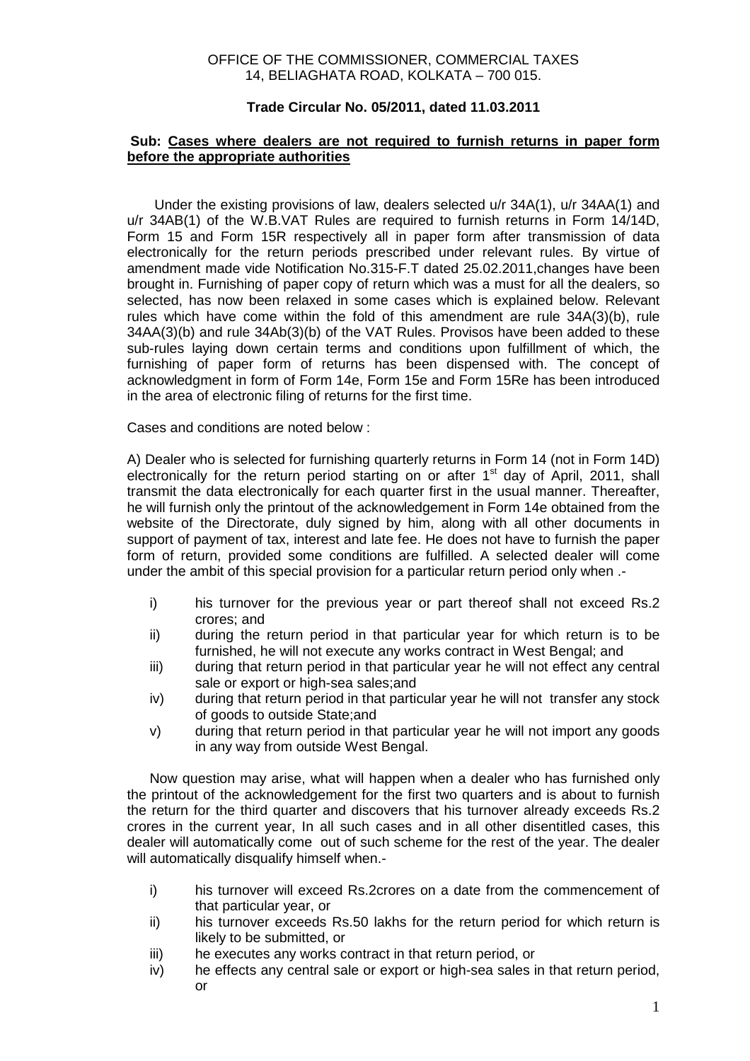OFFICE OF THE COMMISSIONER, COMMERCIAL TAXES
14, BELIAGHATA ROAD, KOLKATA – 700 015.

**Trade Circular No. 05/2011, dated 11.03.2011**

**Sub: Cases where dealers are not required to furnish returns in paper form before the appropriate authorities**

Under the existing provisions of law, dealers selected u/r 34A(1), u/r 34AA(1) and u/r 34AB(1) of the W.B.VAT Rules are required to furnish returns in Form 14/14D, Form 15 and Form 15R respectively all in paper form after transmission of data electronically for the return periods prescribed under relevant rules. By virtue of amendment made vide Notification No.315-F.T dated 25.02.2011,changes have been brought in. Furnishing of paper copy of return which was a must for all the dealers, so selected, has now been relaxed in some cases which is explained below. Relevant rules which have come within the fold of this amendment are rule 34A(3)(b), rule 34AA(3)(b) and rule 34Ab(3)(b) of the VAT Rules. Provisos have been added to these sub-rules laying down certain terms and conditions upon fulfillment of which, the furnishing of paper form of returns has been dispensed with. The concept of acknowledgment in form of Form 14e, Form 15e and Form 15Re has been introduced in the area of electronic filing of returns for the first time.

Cases and conditions are noted below :

A) Dealer who is selected for furnishing quarterly returns in Form 14 (not in Form 14D) electronically for the return period starting on or after 1st day of April, 2011, shall transmit the data electronically for each quarter first in the usual manner. Thereafter, he will furnish only the printout of the acknowledgement in Form 14e obtained from the website of the Directorate, duly signed by him, along with all other documents in support of payment of tax, interest and late fee. He does not have to furnish the paper form of return, provided some conditions are fulfilled. A selected dealer will come under the ambit of this special provision for a particular return period only when .-

i) his turnover for the previous year or part thereof shall not exceed Rs.2 crores; and
ii) during the return period in that particular year for which return is to be furnished, he will not execute any works contract in West Bengal; and
iii) during that return period in that particular year he will not effect any central sale or export or high-sea sales;and
iv) during that return period in that particular year he will not transfer any stock of goods to outside State;and
v) during that return period in that particular year he will not import any goods in any way from outside West Bengal.

Now question may arise, what will happen when a dealer who has furnished only the printout of the acknowledgement for the first two quarters and is about to furnish the return for the third quarter and discovers that his turnover already exceeds Rs.2 crores in the current year, In all such cases and in all other disentitled cases, this dealer will automatically come out of such scheme for the rest of the year. The dealer will automatically disqualify himself when.-

i) his turnover will exceed Rs.2crores on a date from the commencement of that particular year, or
ii) his turnover exceeds Rs.50 lakhs for the return period for which return is likely to be submitted, or
iii) he executes any works contract in that return period, or
iv) he effects any central sale or export or high-sea sales in that return period, or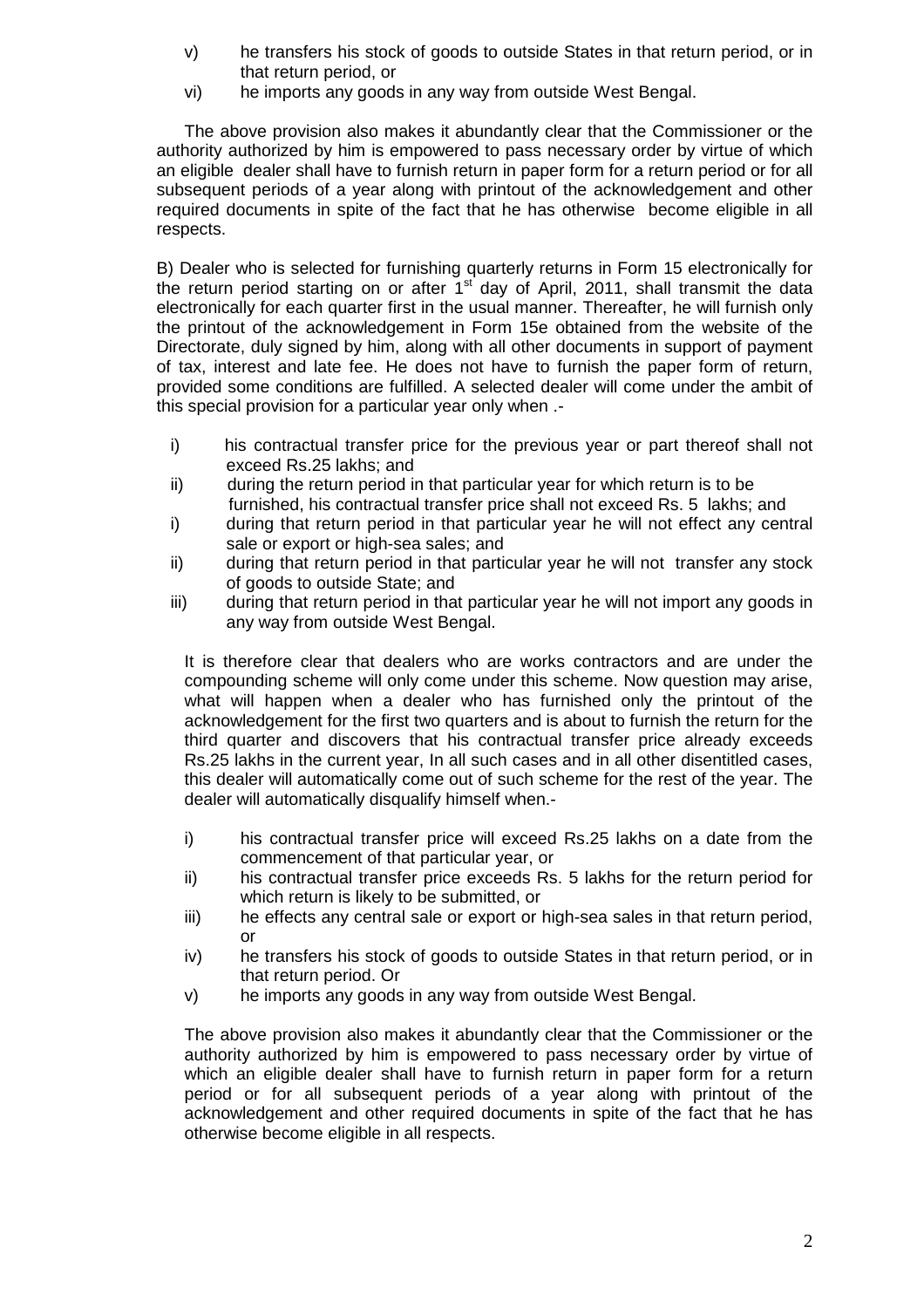v) he transfers his stock of goods to outside States in that return period, or in that return period, or

vi) he imports any goods in any way from outside West Bengal.

The above provision also makes it abundantly clear that the Commissioner or the authority authorized by him is empowered to pass necessary order by virtue of which an eligible dealer shall have to furnish return in paper form for a return period or for all subsequent periods of a year along with printout of the acknowledgement and other required documents in spite of the fact that he has otherwise become eligible in all respects.

B) Dealer who is selected for furnishing quarterly returns in Form 15 electronically for the return period starting on or after 1st day of April, 2011, shall transmit the data electronically for each quarter first in the usual manner. Thereafter, he will furnish only the printout of the acknowledgement in Form 15e obtained from the website of the Directorate, duly signed by him, along with all other documents in support of payment of tax, interest and late fee. He does not have to furnish the paper form of return, provided some conditions are fulfilled. A selected dealer will come under the ambit of this special provision for a particular year only when .-

i) his contractual transfer price for the previous year or part thereof shall not exceed Rs.25 lakhs; and

ii) during the return period in that particular year for which return is to be furnished, his contractual transfer price shall not exceed Rs. 5 lakhs; and

i) during that return period in that particular year he will not effect any central sale or export or high-sea sales; and

ii) during that return period in that particular year he will not transfer any stock of goods to outside State; and

iii) during that return period in that particular year he will not import any goods in any way from outside West Bengal.

It is therefore clear that dealers who are works contractors and are under the compounding scheme will only come under this scheme. Now question may arise, what will happen when a dealer who has furnished only the printout of the acknowledgement for the first two quarters and is about to furnish the return for the third quarter and discovers that his contractual transfer price already exceeds Rs.25 lakhs in the current year, In all such cases and in all other disentitled cases, this dealer will automatically come out of such scheme for the rest of the year. The dealer will automatically disqualify himself when.-

i) his contractual transfer price will exceed Rs.25 lakhs on a date from the commencement of that particular year, or

ii) his contractual transfer price exceeds Rs. 5 lakhs for the return period for which return is likely to be submitted, or

iii) he effects any central sale or export or high-sea sales in that return period, or

iv) he transfers his stock of goods to outside States in that return period, or in that return period. Or

v) he imports any goods in any way from outside West Bengal.

The above provision also makes it abundantly clear that the Commissioner or the authority authorized by him is empowered to pass necessary order by virtue of which an eligible dealer shall have to furnish return in paper form for a return period or for all subsequent periods of a year along with printout of the acknowledgement and other required documents in spite of the fact that he has otherwise become eligible in all respects.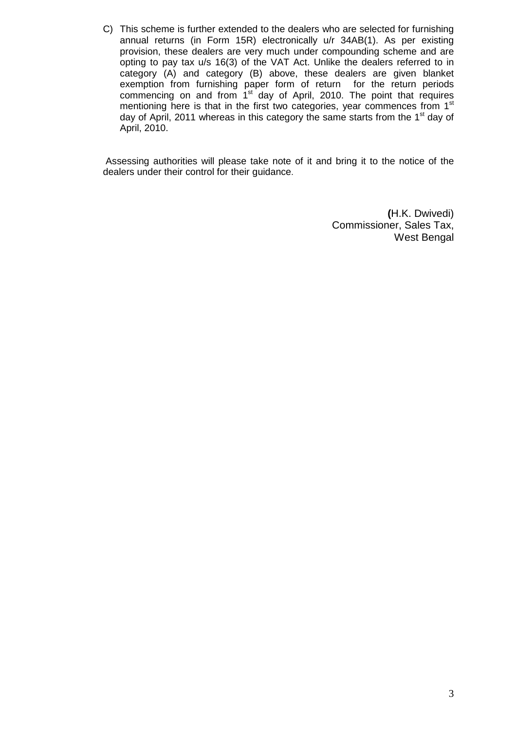C) This scheme is further extended to the dealers who are selected for furnishing annual returns (in Form 15R) electronically u/r 34AB(1). As per existing provision, these dealers are very much under compounding scheme and are opting to pay tax u/s 16(3) of the VAT Act. Unlike the dealers referred to in category (A) and category (B) above, these dealers are given blanket exemption from furnishing paper form of return for the return periods commencing on and from 1st day of April, 2010. The point that requires mentioning here is that in the first two categories, year commences from 1st day of April, 2011 whereas in this category the same starts from the 1st day of April, 2010.

Assessing authorities will please take note of it and bring it to the notice of the dealers under their control for their guidance.

(H.K. Dwivedi)
Commissioner, Sales Tax,
West Bengal